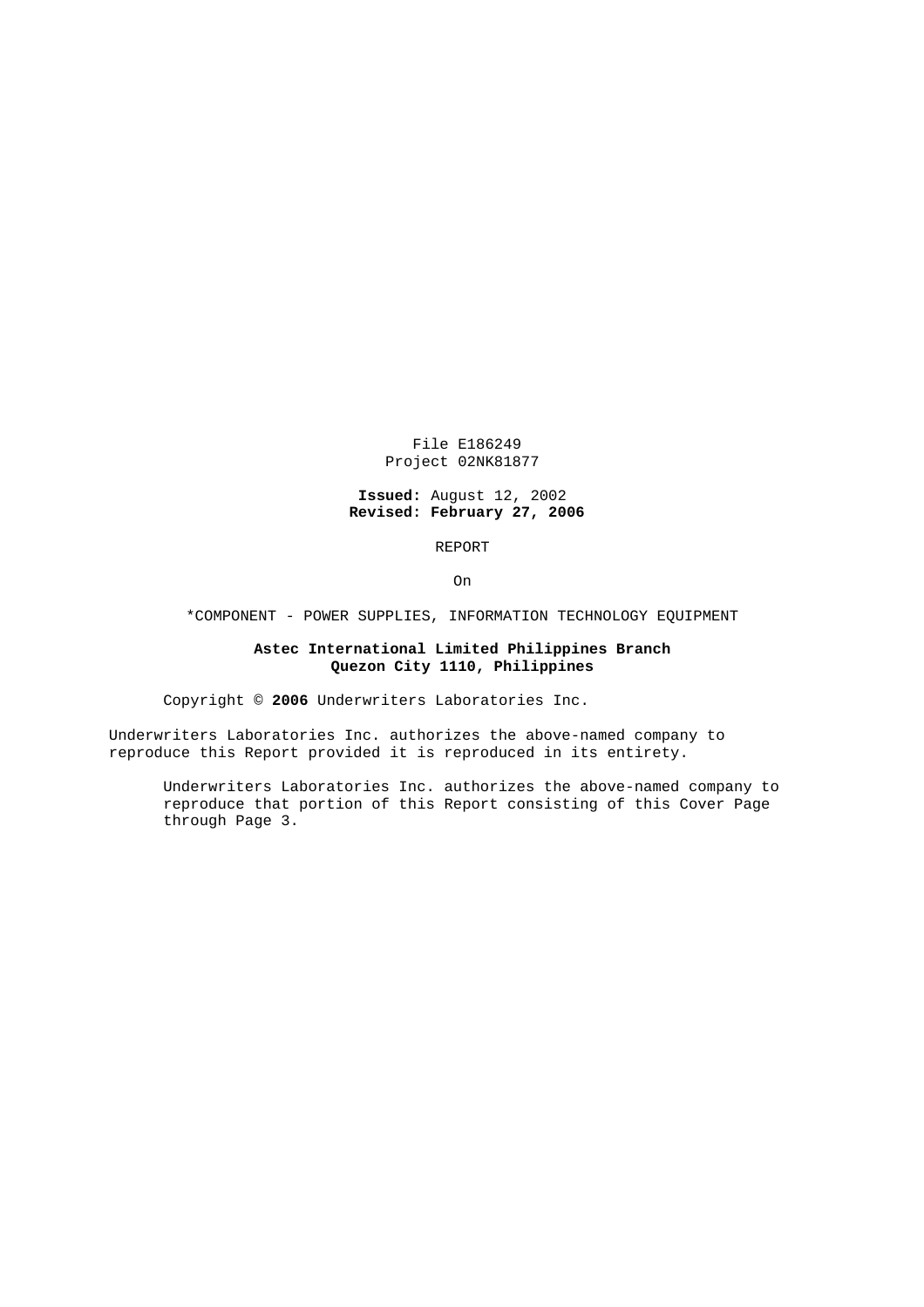File E186249
Project 02NK81877

**Issued:** August 12, 2002
**Revised: February 27, 2006**

REPORT

On

*COMPONENT - POWER SUPPLIES, INFORMATION TECHNOLOGY EQUIPMENT

**Astec International Limited Philippines Branch**
**Quezon City 1110, Philippines**

Copyright © **2006** Underwriters Laboratories Inc.

Underwriters Laboratories Inc. authorizes the above-named company to reproduce this Report provided it is reproduced in its entirety.

Underwriters Laboratories Inc. authorizes the above-named company to reproduce that portion of this Report consisting of this Cover Page through Page 3.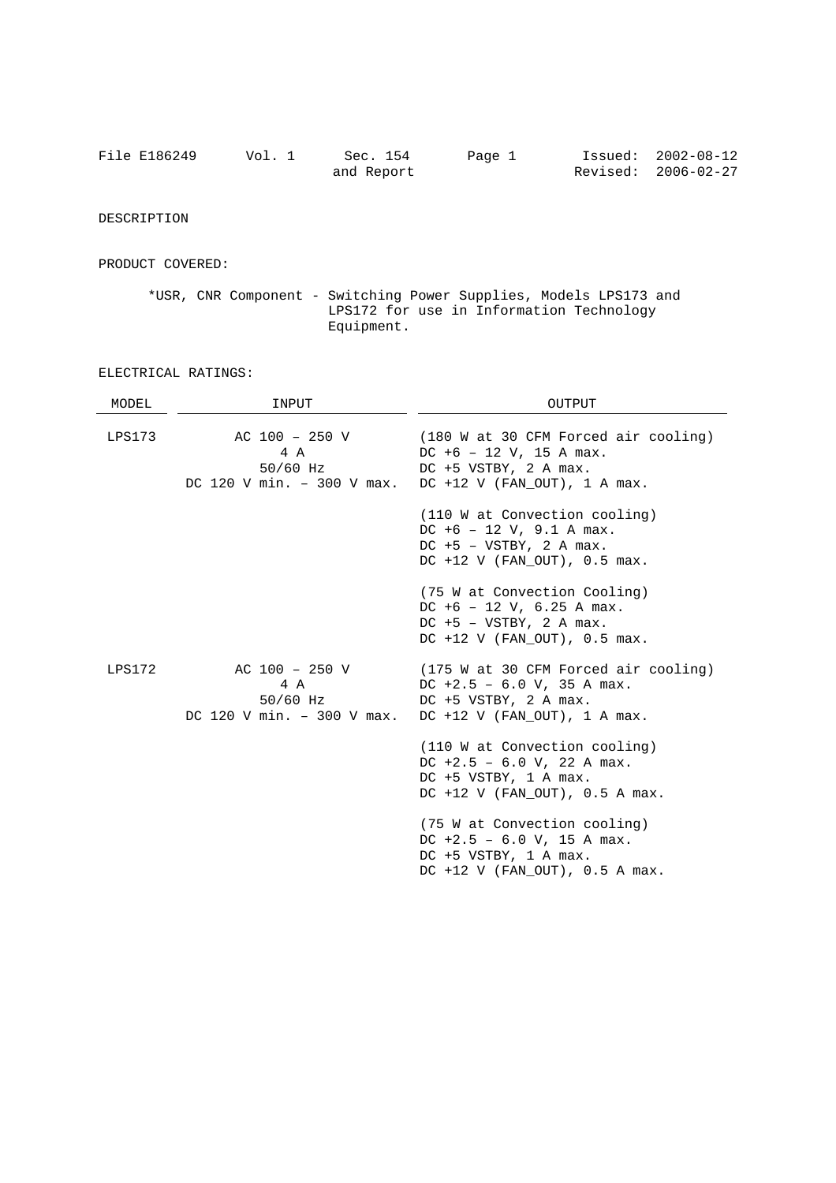DESCRIPTION

PRODUCT COVERED:

*USR, CNR Component - Switching Power Supplies, Models LPS173 and LPS172 for use in Information Technology Equipment.

ELECTRICAL RATINGS:

| MODEL | INPUT | OUTPUT |
|---|---|---|
| LPS173 | AC 100 – 250 V<br>4 A<br>50/60 Hz<br>DC 120 V min. – 300 V max. | (180 W at 30 CFM Forced air cooling)<br>DC +6 – 12 V, 15 A max.<br>DC +5 VSTBY, 2 A max.<br>DC +12 V (FAN_OUT), 1 A max. |
| | | (110 W at Convection cooling)<br>DC +6 – 12 V, 9.1 A max.<br>DC +5 – VSTBY, 2 A max.<br>DC +12 V (FAN_OUT), 0.5 max. |
| | | (75 W at Convection Cooling)<br>DC +6 – 12 V, 6.25 A max.<br>DC +5 – VSTBY, 2 A max.<br>DC +12 V (FAN_OUT), 0.5 max. |
| LPS172 | AC 100 – 250 V<br>4 A<br>50/60 Hz<br>DC 120 V min. – 300 V max. | (175 W at 30 CFM Forced air cooling)<br>DC +2.5 – 6.0 V, 35 A max.<br>DC +5 VSTBY, 2 A max.<br>DC +12 V (FAN_OUT), 1 A max. |
| | | (110 W at Convection cooling)<br>DC +2.5 – 6.0 V, 22 A max.<br>DC +5 VSTBY, 1 A max.<br>DC +12 V (FAN_OUT), 0.5 A max. |
| | | (75 W at Convection cooling)<br>DC +2.5 – 6.0 V, 15 A max.<br>DC +5 VSTBY, 1 A max.<br>DC +12 V (FAN_OUT), 0.5 A max. |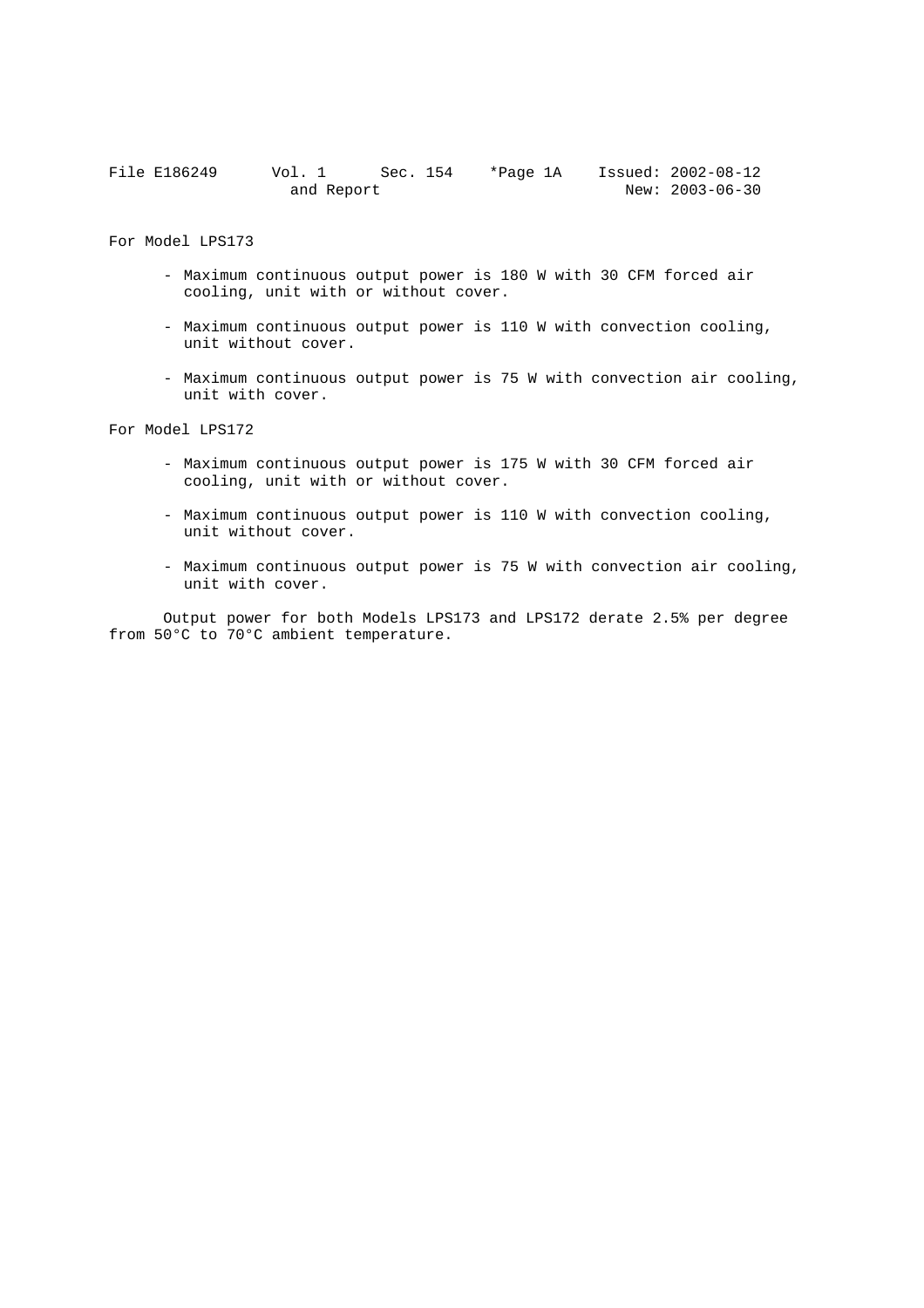For Model LPS173

- Maximum continuous output power is 180 W with 30 CFM forced air cooling, unit with or without cover.

- Maximum continuous output power is 110 W with convection cooling, unit without cover.

- Maximum continuous output power is 75 W with convection air cooling, unit with cover.

For Model LPS172

- Maximum continuous output power is 175 W with 30 CFM forced air cooling, unit with or without cover.

- Maximum continuous output power is 110 W with convection cooling, unit without cover.

- Maximum continuous output power is 75 W with convection air cooling, unit with cover.

Output power for both Models LPS173 and LPS172 derate 2.5% per degree from 50°C to 70°C ambient temperature.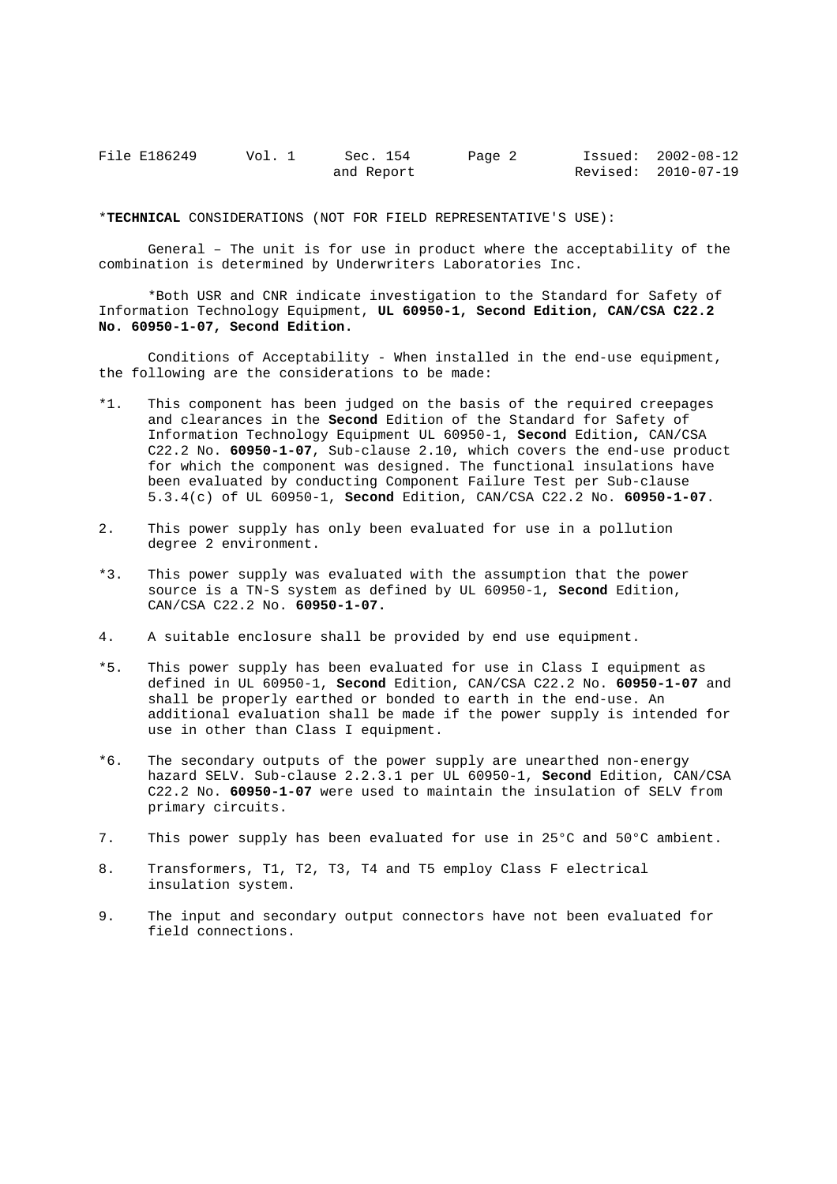*__TECHNICAL__ CONSIDERATIONS (NOT FOR FIELD REPRESENTATIVE'S USE):

General – The unit is for use in product where the acceptability of the combination is determined by Underwriters Laboratories Inc.

*Both USR and CNR indicate investigation to the Standard for Safety of Information Technology Equipment, **UL 60950-1, Second Edition, CAN/CSA C22.2 No. 60950-1-07, Second Edition.**

Conditions of Acceptability - When installed in the end-use equipment, the following are the considerations to be made:

*1. This component has been judged on the basis of the required creepages and clearances in the **Second** Edition of the Standard for Safety of Information Technology Equipment UL 60950-1, **Second** Edition**,** CAN/CSA C22.2 No. **60950-1-07**, Sub-clause 2.10, which covers the end-use product for which the component was designed. The functional insulations have been evaluated by conducting Component Failure Test per Sub-clause 5.3.4(c) of UL 60950-1, **Second** Edition, CAN/CSA C22.2 No. **60950-1-07**.

2. This power supply has only been evaluated for use in a pollution degree 2 environment.

*3. This power supply was evaluated with the assumption that the power source is a TN-S system as defined by UL 60950-1, **Second** Edition, CAN/CSA C22.2 No. **60950-1-07.**

4. A suitable enclosure shall be provided by end use equipment.

*5. This power supply has been evaluated for use in Class I equipment as defined in UL 60950-1, **Second** Edition, CAN/CSA C22.2 No. **60950-1-07** and shall be properly earthed or bonded to earth in the end-use. An additional evaluation shall be made if the power supply is intended for use in other than Class I equipment.

*6. The secondary outputs of the power supply are unearthed non-energy hazard SELV. Sub-clause 2.2.3.1 per UL 60950-1, **Second** Edition, CAN/CSA C22.2 No. **60950-1-07** were used to maintain the insulation of SELV from primary circuits.

7. This power supply has been evaluated for use in 25°C and 50°C ambient.

8. Transformers, T1, T2, T3, T4 and T5 employ Class F electrical insulation system.

9. The input and secondary output connectors have not been evaluated for field connections.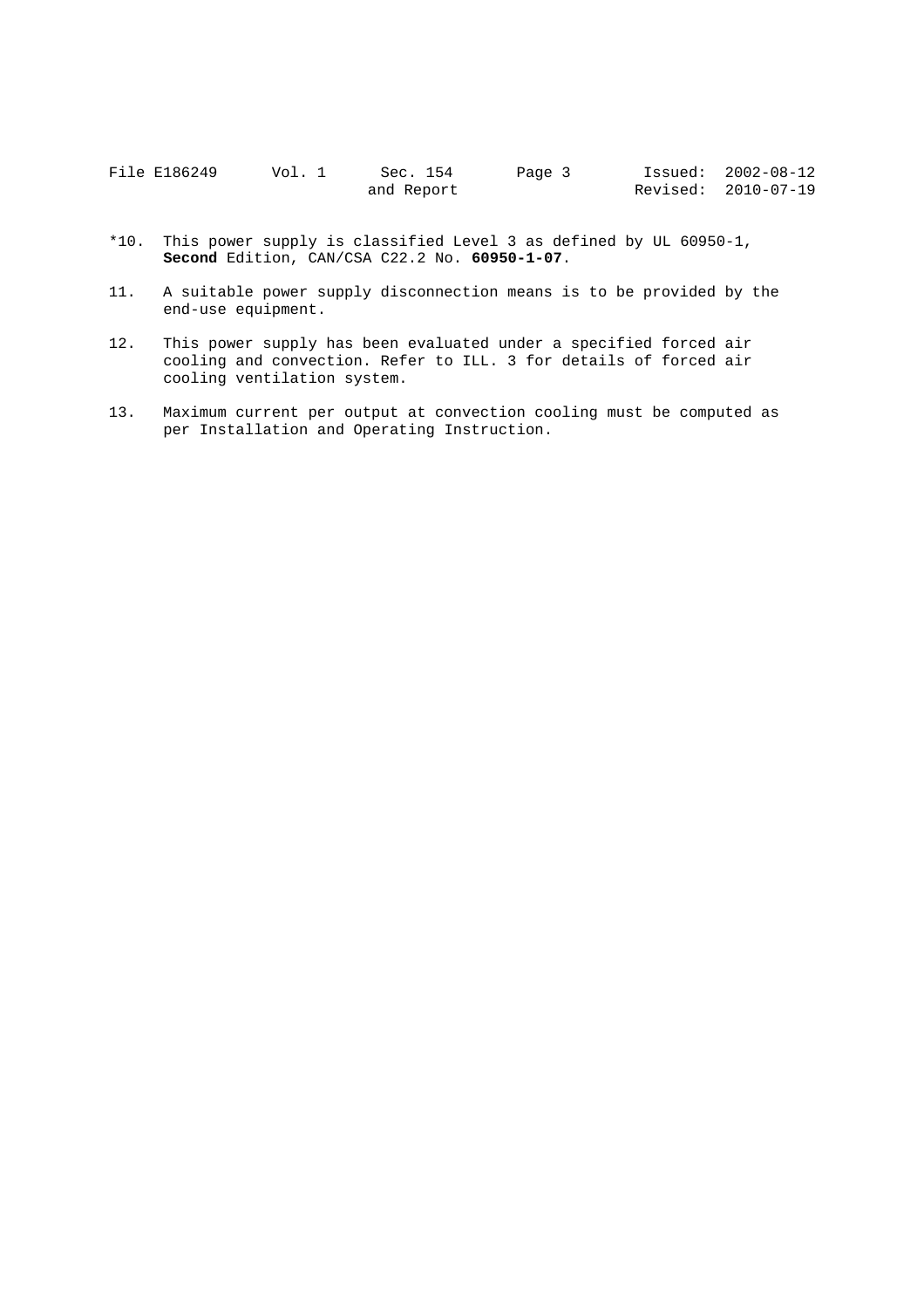*10. This power supply is classified Level 3 as defined by UL 60950-1, **Second** Edition, CAN/CSA C22.2 No. **60950-1-07**.

11. A suitable power supply disconnection means is to be provided by the end-use equipment.

12. This power supply has been evaluated under a specified forced air cooling and convection. Refer to ILL. 3 for details of forced air cooling ventilation system.

13. Maximum current per output at convection cooling must be computed as per Installation and Operating Instruction.